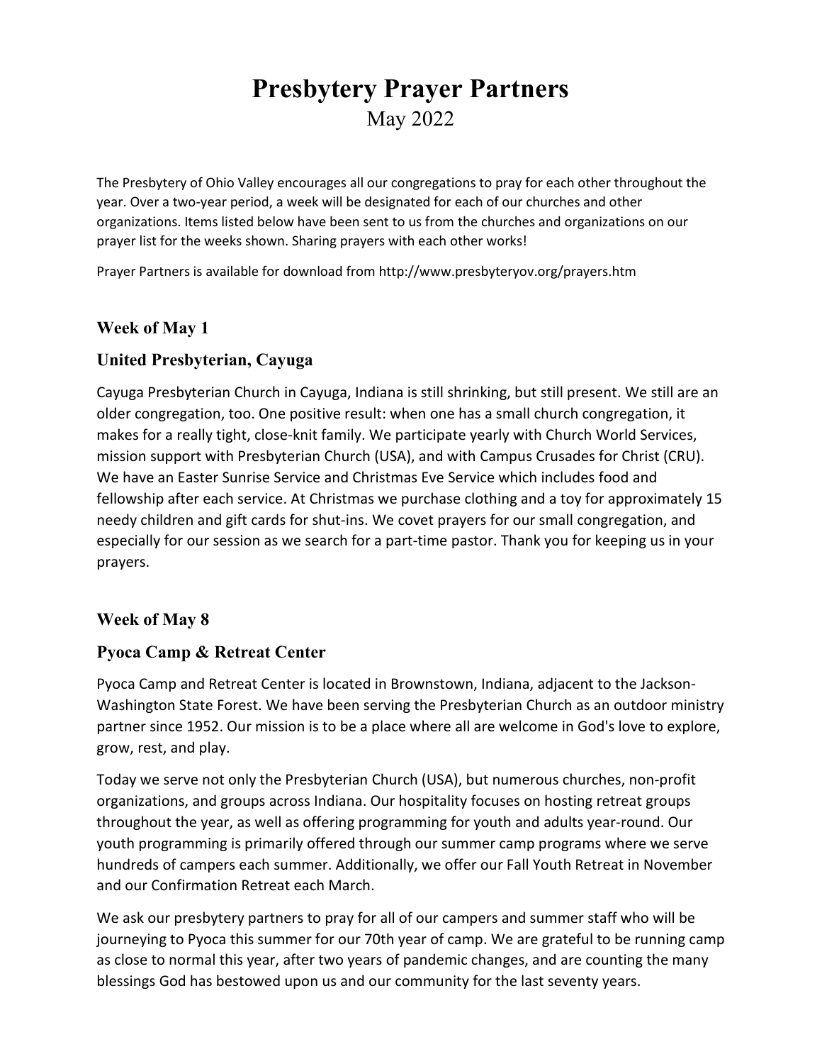# Presbytery Prayer Partners

May 2022

The Presbytery of Ohio Valley encourages all our congregations to pray for each other throughout the year. Over a two-year period, a week will be designated for each of our churches and other organizations. Items listed below have been sent to us from the churches and organizations on our prayer list for the weeks shown. Sharing prayers with each other works!

Prayer Partners is available for download from http://www.presbyteryov.org/prayers.htm

## Week of May 1

### United Presbyterian, Cayuga

Cayuga Presbyterian Church in Cayuga, Indiana is still shrinking, but still present. We still are an older congregation, too. One positive result: when one has a small church congregation, it makes for a really tight, close-knit family. We participate yearly with Church World Services, mission support with Presbyterian Church (USA), and with Campus Crusades for Christ (CRU). We have an Easter Sunrise Service and Christmas Eve Service which includes food and fellowship after each service. At Christmas we purchase clothing and a toy for approximately 15 needy children and gift cards for shut-ins. We covet prayers for our small congregation, and especially for our session as we search for a part-time pastor. Thank you for keeping us in your prayers.

## Week of May 8

### Pyoca Camp & Retreat Center

Pyoca Camp and Retreat Center is located in Brownstown, Indiana, adjacent to the Jackson-Washington State Forest. We have been serving the Presbyterian Church as an outdoor ministry partner since 1952. Our mission is to be a place where all are welcome in God's love to explore, grow, rest, and play.

Today we serve not only the Presbyterian Church (USA), but numerous churches, non-profit organizations, and groups across Indiana. Our hospitality focuses on hosting retreat groups throughout the year, as well as offering programming for youth and adults year-round. Our youth programming is primarily offered through our summer camp programs where we serve hundreds of campers each summer. Additionally, we offer our Fall Youth Retreat in November and our Confirmation Retreat each March.

We ask our presbytery partners to pray for all of our campers and summer staff who will be journeying to Pyoca this summer for our 70th year of camp. We are grateful to be running camp as close to normal this year, after two years of pandemic changes, and are counting the many blessings God has bestowed upon us and our community for the last seventy years.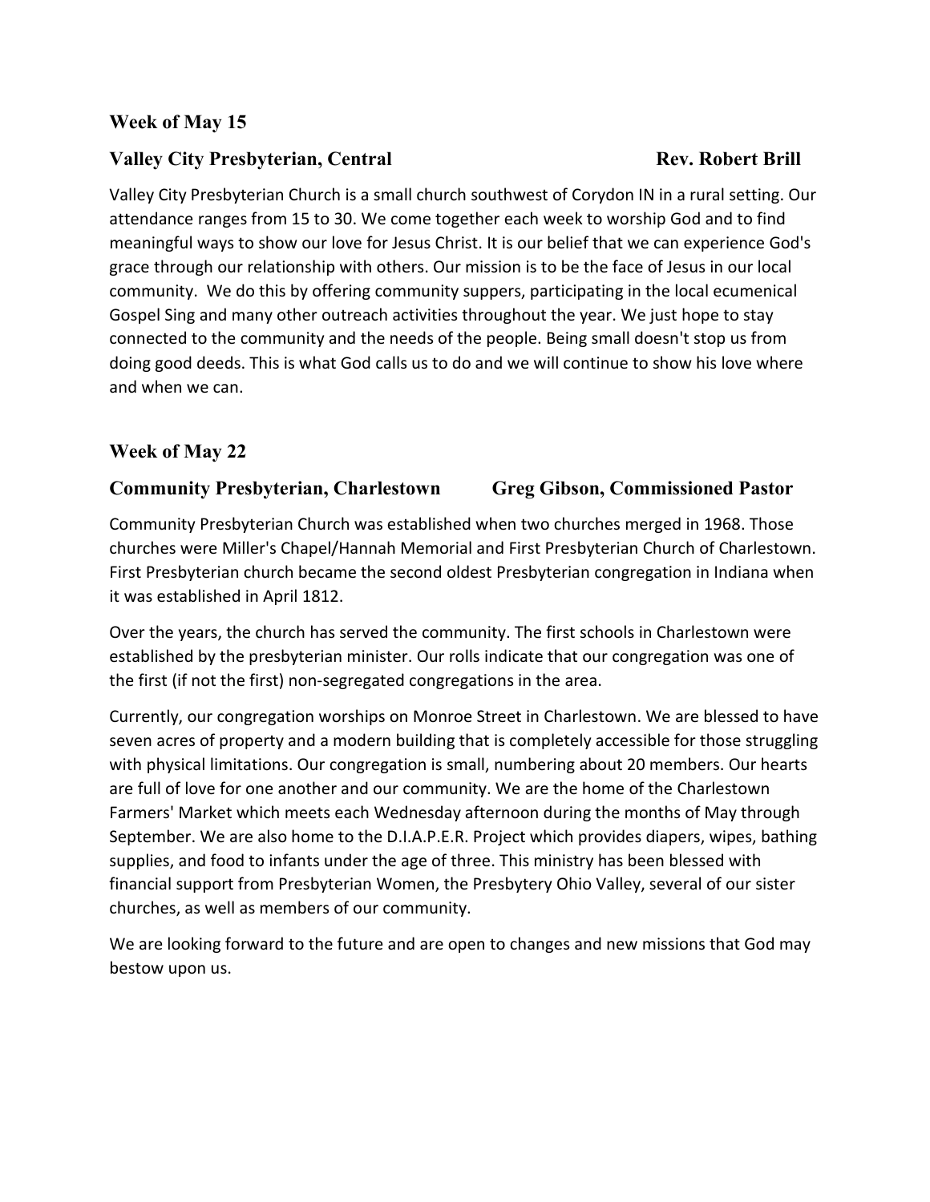### Week of May 15

### Valley City Presbyterian, Central — Rev. Robert Brill

Valley City Presbyterian Church is a small church southwest of Corydon IN in a rural setting. Our attendance ranges from 15 to 30. We come together each week to worship God and to find meaningful ways to show our love for Jesus Christ. It is our belief that we can experience God's grace through our relationship with others. Our mission is to be the face of Jesus in our local community. We do this by offering community suppers, participating in the local ecumenical Gospel Sing and many other outreach activities throughout the year. We just hope to stay connected to the community and the needs of the people. Being small doesn't stop us from doing good deeds. This is what God calls us to do and we will continue to show his love where and when we can.

### Week of May 22

### Community Presbyterian, Charlestown — Greg Gibson, Commissioned Pastor

Community Presbyterian Church was established when two churches merged in 1968. Those churches were Miller's Chapel/Hannah Memorial and First Presbyterian Church of Charlestown. First Presbyterian church became the second oldest Presbyterian congregation in Indiana when it was established in April 1812.

Over the years, the church has served the community. The first schools in Charlestown were established by the presbyterian minister. Our rolls indicate that our congregation was one of the first (if not the first) non-segregated congregations in the area.

Currently, our congregation worships on Monroe Street in Charlestown. We are blessed to have seven acres of property and a modern building that is completely accessible for those struggling with physical limitations. Our congregation is small, numbering about 20 members. Our hearts are full of love for one another and our community. We are the home of the Charlestown Farmers' Market which meets each Wednesday afternoon during the months of May through September. We are also home to the D.I.A.P.E.R. Project which provides diapers, wipes, bathing supplies, and food to infants under the age of three. This ministry has been blessed with financial support from Presbyterian Women, the Presbytery Ohio Valley, several of our sister churches, as well as members of our community.

We are looking forward to the future and are open to changes and new missions that God may bestow upon us.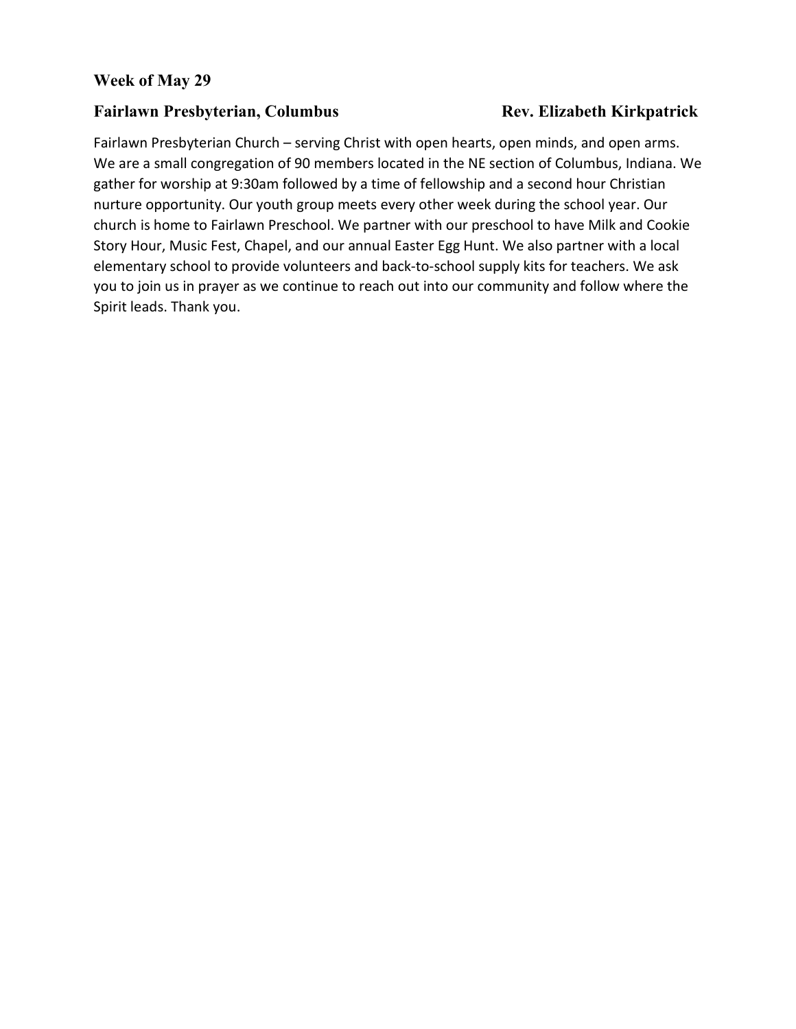**Week of May 29**

**Fairlawn Presbyterian, Columbus** **Rev. Elizabeth Kirkpatrick**

Fairlawn Presbyterian Church – serving Christ with open hearts, open minds, and open arms. We are a small congregation of 90 members located in the NE section of Columbus, Indiana. We gather for worship at 9:30am followed by a time of fellowship and a second hour Christian nurture opportunity. Our youth group meets every other week during the school year. Our church is home to Fairlawn Preschool. We partner with our preschool to have Milk and Cookie Story Hour, Music Fest, Chapel, and our annual Easter Egg Hunt. We also partner with a local elementary school to provide volunteers and back-to-school supply kits for teachers. We ask you to join us in prayer as we continue to reach out into our community and follow where the Spirit leads. Thank you.